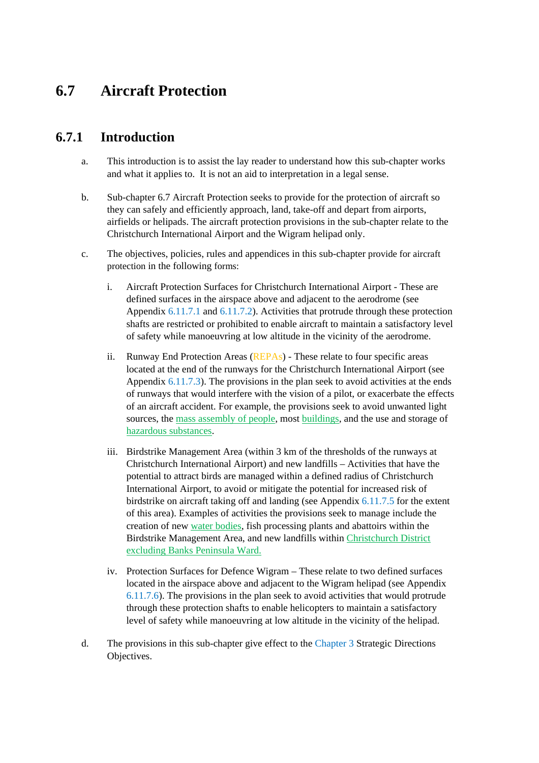# 6.7 Aircraft Protection

## 6.7.1 Introduction

a. This introduction is to assist the lay reader to understand how this sub-chapter works and what it applies to. It is not an aid to interpretation in a legal sense.

b. Sub-chapter 6.7 Aircraft Protection seeks to provide for the protection of aircraft so they can safely and efficiently approach, land, take-off and depart from airports, airfields or helipads. The aircraft protection provisions in the sub-chapter relate to the Christchurch International Airport and the Wigram helipad only.

c. The objectives, policies, rules and appendices in this sub-chapter provide for aircraft protection in the following forms:

   i. Aircraft Protection Surfaces for Christchurch International Airport - These are defined surfaces in the airspace above and adjacent to the aerodrome (see Appendix 6.11.7.1 and 6.11.7.2). Activities that protrude through these protection shafts are restricted or prohibited to enable aircraft to maintain a satisfactory level of safety while manoeuvring at low altitude in the vicinity of the aerodrome.

   ii. Runway End Protection Areas (REPAs) - These relate to four specific areas located at the end of the runways for the Christchurch International Airport (see Appendix 6.11.7.3). The provisions in the plan seek to avoid activities at the ends of runways that would interfere with the vision of a pilot, or exacerbate the effects of an aircraft accident. For example, the provisions seek to avoid unwanted light sources, the mass assembly of people, most buildings, and the use and storage of hazardous substances.

   iii. Birdstrike Management Area (within 3 km of the thresholds of the runways at Christchurch International Airport) and new landfills – Activities that have the potential to attract birds are managed within a defined radius of Christchurch International Airport, to avoid or mitigate the potential for increased risk of birdstrike on aircraft taking off and landing (see Appendix 6.11.7.5 for the extent of this area). Examples of activities the provisions seek to manage include the creation of new water bodies, fish processing plants and abattoirs within the Birdstrike Management Area, and new landfills within Christchurch District excluding Banks Peninsula Ward.

   iv. Protection Surfaces for Defence Wigram – These relate to two defined surfaces located in the airspace above and adjacent to the Wigram helipad (see Appendix 6.11.7.6). The provisions in the plan seek to avoid activities that would protrude through these protection shafts to enable helicopters to maintain a satisfactory level of safety while manoeuvring at low altitude in the vicinity of the helipad.

d. The provisions in this sub-chapter give effect to the Chapter 3 Strategic Directions Objectives.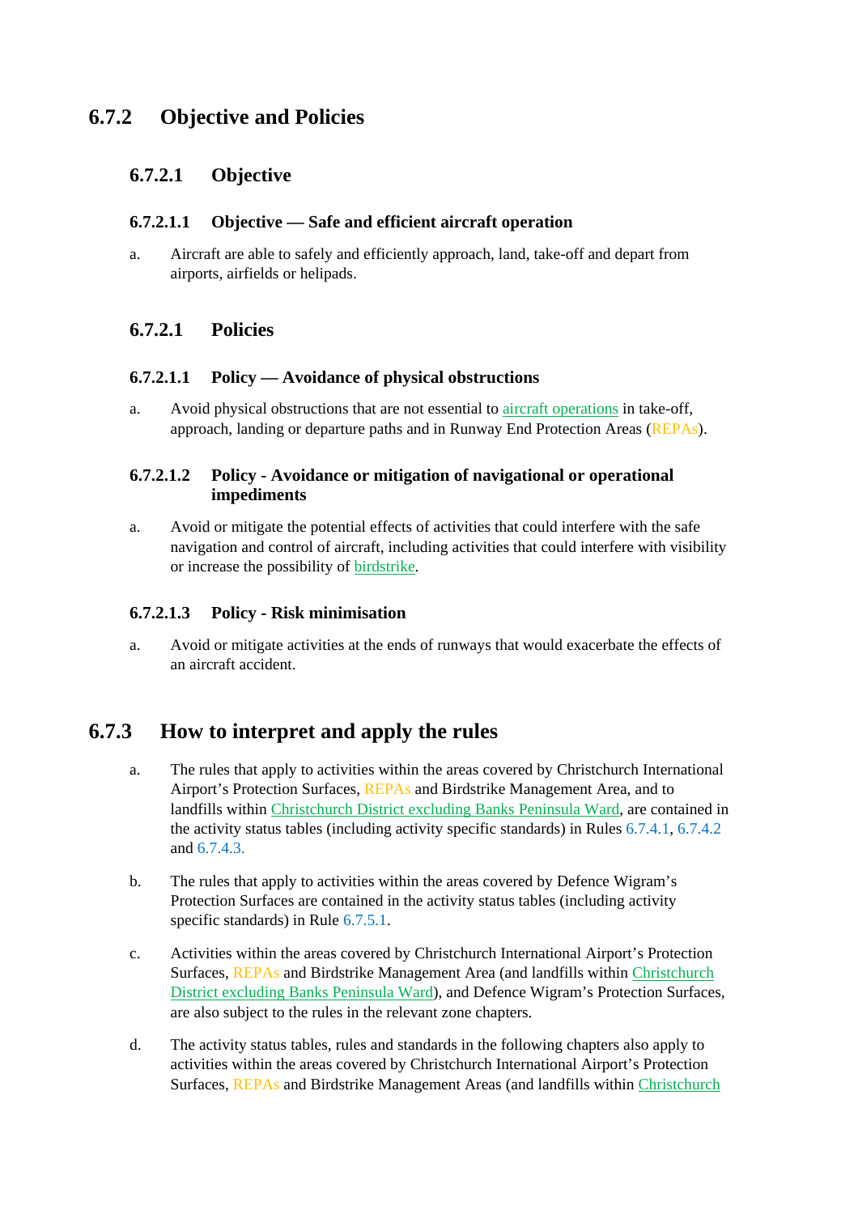## 6.7.2 Objective and Policies

### 6.7.2.1 Objective

#### 6.7.2.1.1 Objective — Safe and efficient aircraft operation

a. Aircraft are able to safely and efficiently approach, land, take-off and depart from airports, airfields or helipads.

### 6.7.2.1 Policies

#### 6.7.2.1.1 Policy — Avoidance of physical obstructions

a. Avoid physical obstructions that are not essential to aircraft operations in take-off, approach, landing or departure paths and in Runway End Protection Areas (REPAs).

#### 6.7.2.1.2 Policy - Avoidance or mitigation of navigational or operational impediments

a. Avoid or mitigate the potential effects of activities that could interfere with the safe navigation and control of aircraft, including activities that could interfere with visibility or increase the possibility of birdstrike.

#### 6.7.2.1.3 Policy - Risk minimisation

a. Avoid or mitigate activities at the ends of runways that would exacerbate the effects of an aircraft accident.

## 6.7.3 How to interpret and apply the rules

a. The rules that apply to activities within the areas covered by Christchurch International Airport's Protection Surfaces, REPAs and Birdstrike Management Area, and to landfills within Christchurch District excluding Banks Peninsula Ward, are contained in the activity status tables (including activity specific standards) in Rules 6.7.4.1, 6.7.4.2 and 6.7.4.3.

b. The rules that apply to activities within the areas covered by Defence Wigram's Protection Surfaces are contained in the activity status tables (including activity specific standards) in Rule 6.7.5.1.

c. Activities within the areas covered by Christchurch International Airport's Protection Surfaces, REPAs and Birdstrike Management Area (and landfills within Christchurch District excluding Banks Peninsula Ward), and Defence Wigram's Protection Surfaces, are also subject to the rules in the relevant zone chapters.

d. The activity status tables, rules and standards in the following chapters also apply to activities within the areas covered by Christchurch International Airport's Protection Surfaces, REPAs and Birdstrike Management Areas (and landfills within Christchurch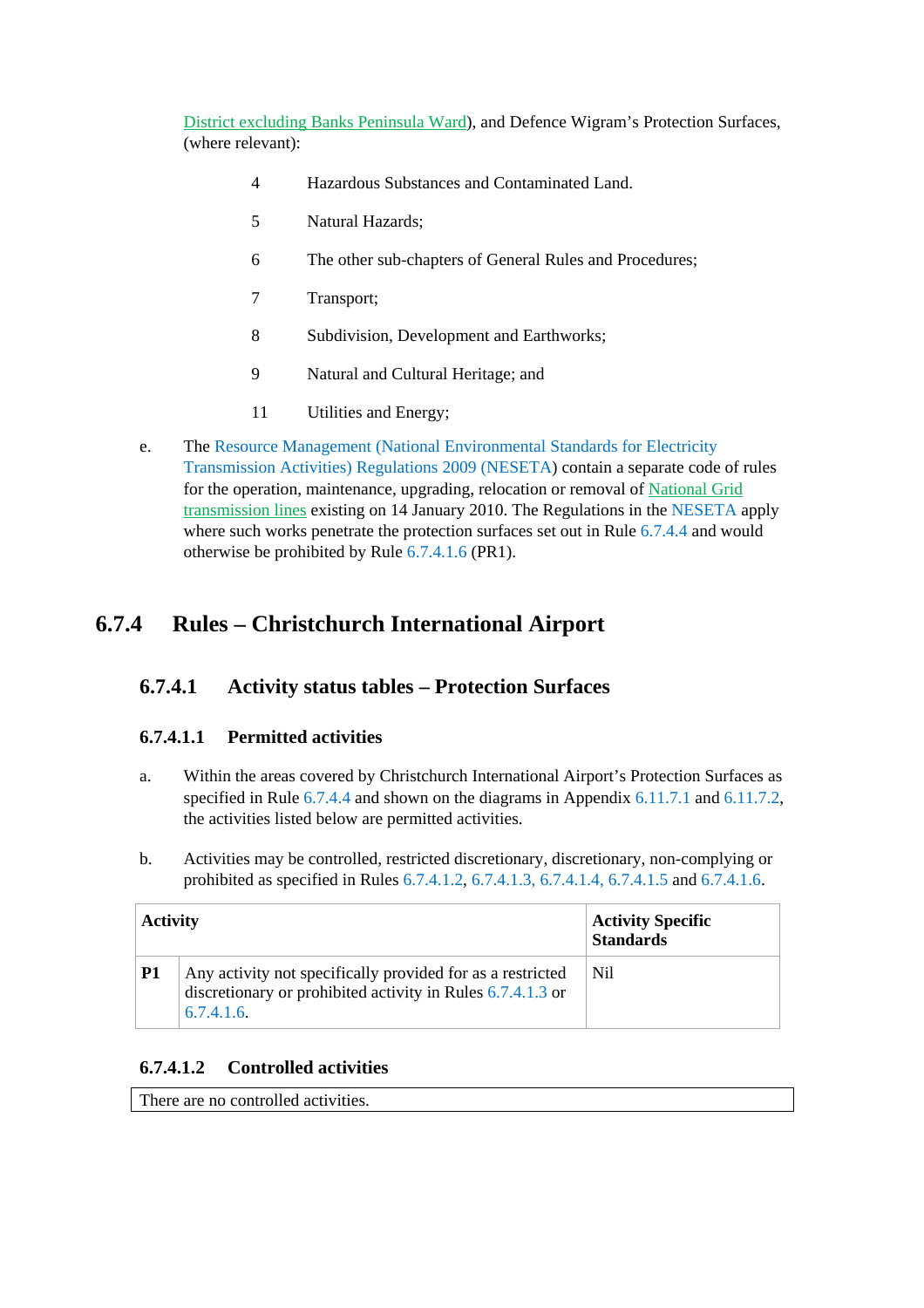District excluding Banks Peninsula Ward), and Defence Wigram's Protection Surfaces, (where relevant):

4 Hazardous Substances and Contaminated Land.

5 Natural Hazards;

6 The other sub-chapters of General Rules and Procedures;

7 Transport;

8 Subdivision, Development and Earthworks;

9 Natural and Cultural Heritage; and

11 Utilities and Energy;

e. The Resource Management (National Environmental Standards for Electricity Transmission Activities) Regulations 2009 (NESETA) contain a separate code of rules for the operation, maintenance, upgrading, relocation or removal of National Grid transmission lines existing on 14 January 2010. The Regulations in the NESETA apply where such works penetrate the protection surfaces set out in Rule 6.7.4.4 and would otherwise be prohibited by Rule 6.7.4.1.6 (PR1).

## 6.7.4 Rules – Christchurch International Airport

### 6.7.4.1 Activity status tables – Protection Surfaces

#### 6.7.4.1.1 Permitted activities

a. Within the areas covered by Christchurch International Airport's Protection Surfaces as specified in Rule 6.7.4.4 and shown on the diagrams in Appendix 6.11.7.1 and 6.11.7.2, the activities listed below are permitted activities.

b. Activities may be controlled, restricted discretionary, discretionary, non-complying or prohibited as specified in Rules 6.7.4.1.2, 6.7.4.1.3, 6.7.4.1.4, 6.7.4.1.5 and 6.7.4.1.6.

| Activity | | Activity Specific Standards |
|---|---|---|
| P1 | Any activity not specifically provided for as a restricted discretionary or prohibited activity in Rules 6.7.4.1.3 or 6.7.4.1.6. | Nil |

#### 6.7.4.1.2 Controlled activities

| There are no controlled activities. |
|---|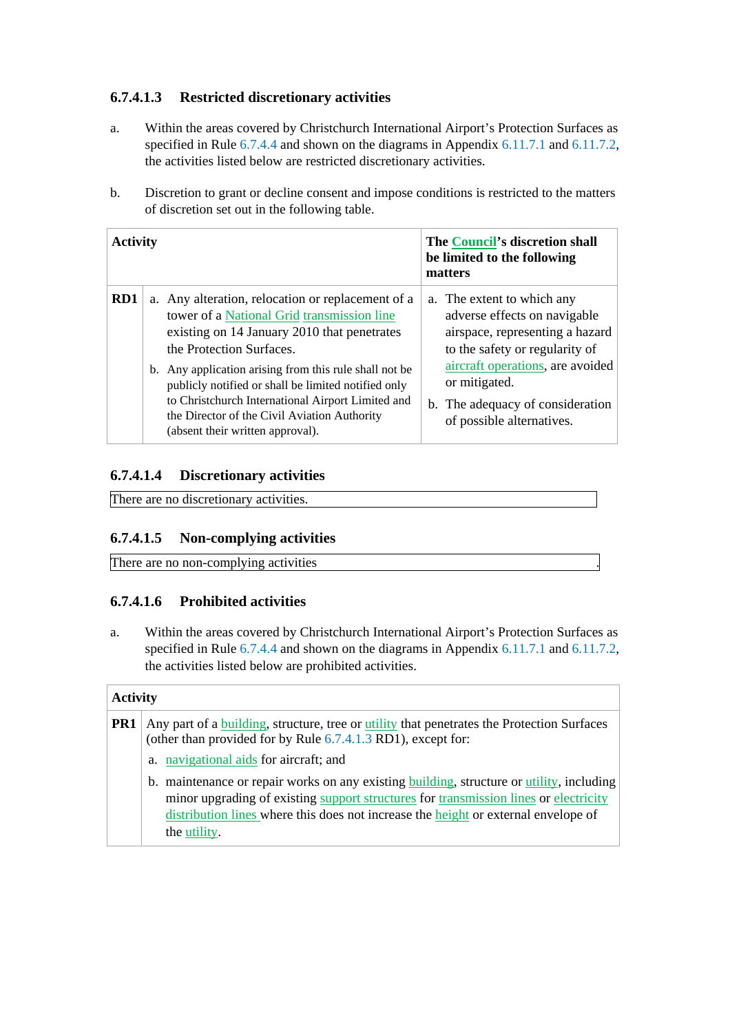### 6.7.4.1.3 Restricted discretionary activities

a. Within the areas covered by Christchurch International Airport's Protection Surfaces as specified in Rule 6.7.4.4 and shown on the diagrams in Appendix 6.11.7.1 and 6.11.7.2, the activities listed below are restricted discretionary activities.

b. Discretion to grant or decline consent and impose conditions is restricted to the matters of discretion set out in the following table.

| Activity | | The Council's discretion shall be limited to the following matters |
|---|---|---|
| RD1 | a. Any alteration, relocation or replacement of a tower of a National Grid transmission line existing on 14 January 2010 that penetrates the Protection Surfaces.<br>b. Any application arising from this rule shall not be publicly notified or shall be limited notified only to Christchurch International Airport Limited and the Director of the Civil Aviation Authority (absent their written approval). | a. The extent to which any adverse effects on navigable airspace, representing a hazard to the safety or regularity of aircraft operations, are avoided or mitigated.<br>b. The adequacy of consideration of possible alternatives. |

### 6.7.4.1.4 Discretionary activities

There are no discretionary activities.

### 6.7.4.1.5 Non-complying activities

There are no non-complying activities.

### 6.7.4.1.6 Prohibited activities

a. Within the areas covered by Christchurch International Airport's Protection Surfaces as specified in Rule 6.7.4.4 and shown on the diagrams in Appendix 6.11.7.1 and 6.11.7.2, the activities listed below are prohibited activities.

| Activity | |
|---|---|
| PR1 | Any part of a building, structure, tree or utility that penetrates the Protection Surfaces (other than provided for by Rule 6.7.4.1.3 RD1), except for:<br>a. navigational aids for aircraft; and<br>b. maintenance or repair works on any existing building, structure or utility, including minor upgrading of existing support structures for transmission lines or electricity distribution lines where this does not increase the height or external envelope of the utility. |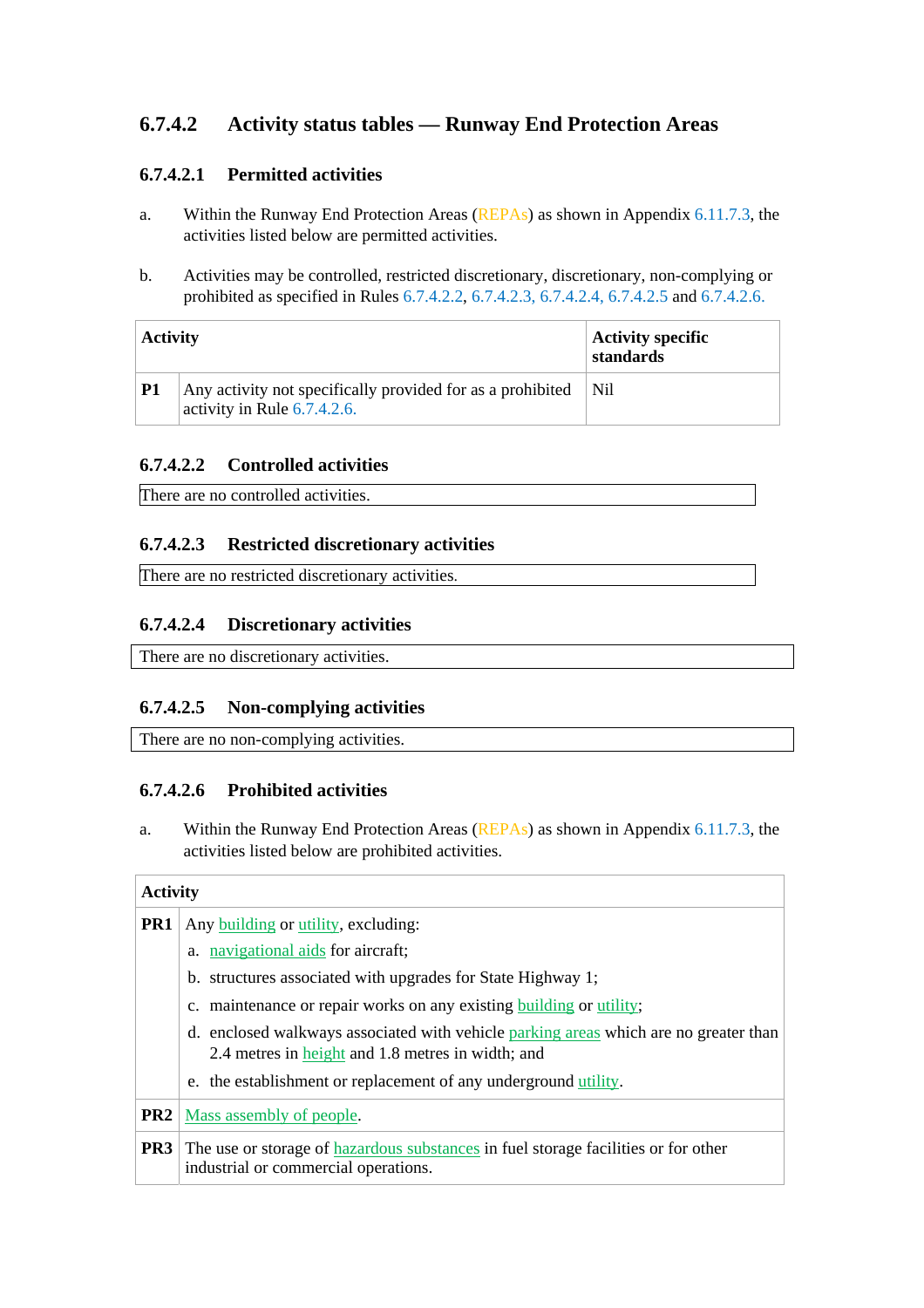### 6.7.4.2 Activity status tables — Runway End Protection Areas

#### 6.7.4.2.1 Permitted activities

a. Within the Runway End Protection Areas (REPAs) as shown in Appendix 6.11.7.3, the activities listed below are permitted activities.

b. Activities may be controlled, restricted discretionary, discretionary, non-complying or prohibited as specified in Rules 6.7.4.2.2, 6.7.4.2.3, 6.7.4.2.4, 6.7.4.2.5 and 6.7.4.2.6.

| Activity | | Activity specific standards |
|---|---|---|
| **P1** | Any activity not specifically provided for as a prohibited activity in Rule 6.7.4.2.6. | Nil |

#### 6.7.4.2.2 Controlled activities

There are no controlled activities.

#### 6.7.4.2.3 Restricted discretionary activities

There are no restricted discretionary activities.

#### 6.7.4.2.4 Discretionary activities

There are no discretionary activities.

#### 6.7.4.2.5 Non-complying activities

There are no non-complying activities.

#### 6.7.4.2.6 Prohibited activities

a. Within the Runway End Protection Areas (REPAs) as shown in Appendix 6.11.7.3, the activities listed below are prohibited activities.

| Activity | |
|---|---|
| **PR1** | Any building or utility, excluding:<br>a. navigational aids for aircraft;<br>b. structures associated with upgrades for State Highway 1;<br>c. maintenance or repair works on any existing building or utility;<br>d. enclosed walkways associated with vehicle parking areas which are no greater than 2.4 metres in height and 1.8 metres in width; and<br>e. the establishment or replacement of any underground utility. |
| **PR2** | Mass assembly of people. |
| **PR3** | The use or storage of hazardous substances in fuel storage facilities or for other industrial or commercial operations. |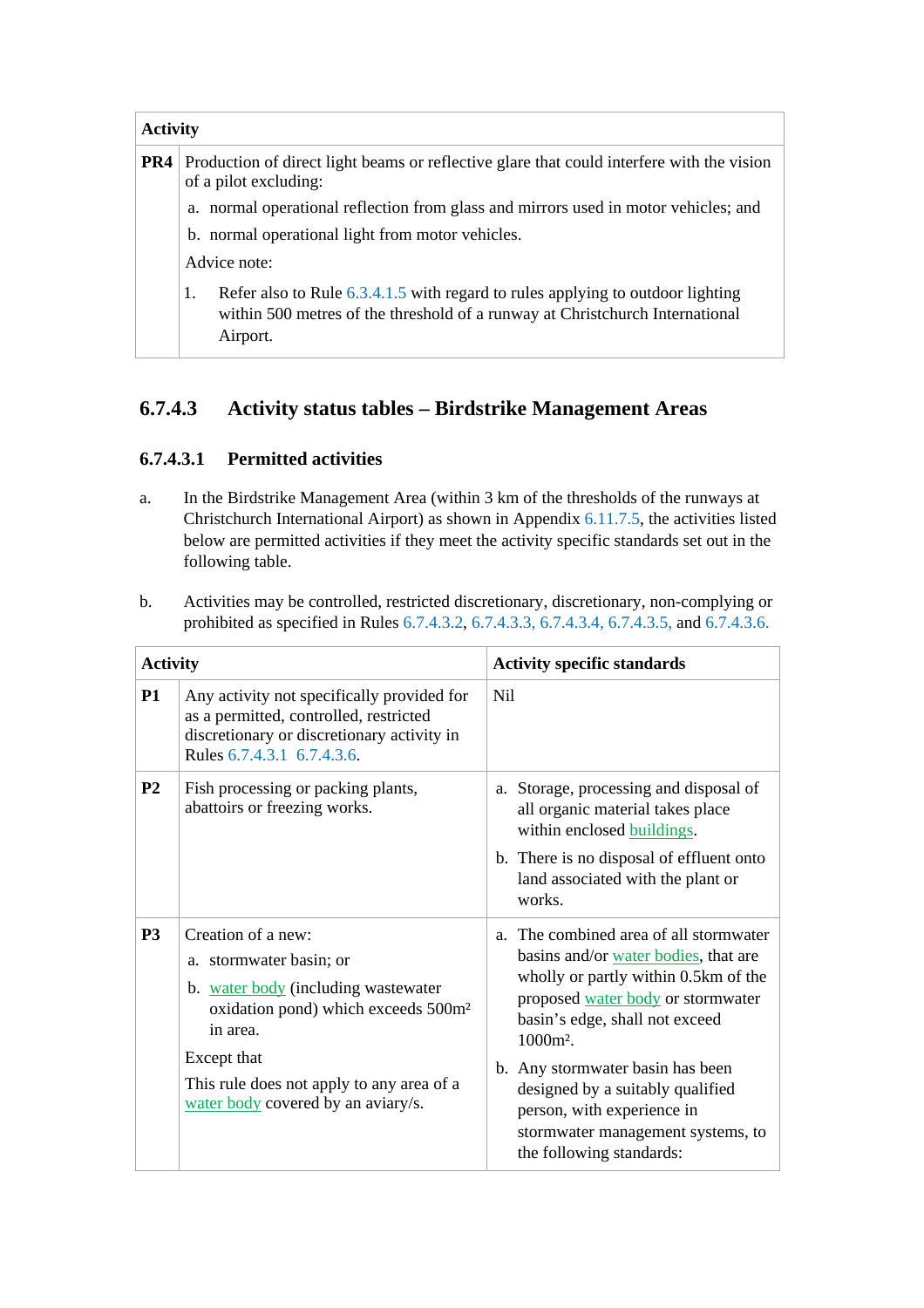| Activity | |
|---|---|
| **PR4** | Production of direct light beams or reflective glare that could interfere with the vision of a pilot excluding:<br>a. normal operational reflection from glass and mirrors used in motor vehicles; and<br>b. normal operational light from motor vehicles.<br>Advice note:<br>1. Refer also to Rule 6.3.4.1.5 with regard to rules applying to outdoor lighting within 500 metres of the threshold of a runway at Christchurch International Airport. |

### 6.7.4.3 Activity status tables – Birdstrike Management Areas

#### 6.7.4.3.1 Permitted activities

a. In the Birdstrike Management Area (within 3 km of the thresholds of the runways at Christchurch International Airport) as shown in Appendix 6.11.7.5, the activities listed below are permitted activities if they meet the activity specific standards set out in the following table.

b. Activities may be controlled, restricted discretionary, discretionary, non-complying or prohibited as specified in Rules 6.7.4.3.2, 6.7.4.3.3, 6.7.4.3.4, 6.7.4.3.5, and 6.7.4.3.6.

| Activity | | Activity specific standards |
|---|---|---|
| **P1** | Any activity not specifically provided for as a permitted, controlled, restricted discretionary or discretionary activity in Rules 6.7.4.3.1 6.7.4.3.6. | Nil |
| **P2** | Fish processing or packing plants, abattoirs or freezing works. | a. Storage, processing and disposal of all organic material takes place within enclosed buildings.<br>b. There is no disposal of effluent onto land associated with the plant or works. |
| **P3** | Creation of a new:<br>a. stormwater basin; or<br>b. water body (including wastewater oxidation pond) which exceeds 500m² in area.<br>Except that<br>This rule does not apply to any area of a water body covered by an aviary/s. | a. The combined area of all stormwater basins and/or water bodies, that are wholly or partly within 0.5km of the proposed water body or stormwater basin's edge, shall not exceed 1000m².<br>b. Any stormwater basin has been designed by a suitably qualified person, with experience in stormwater management systems, to the following standards: |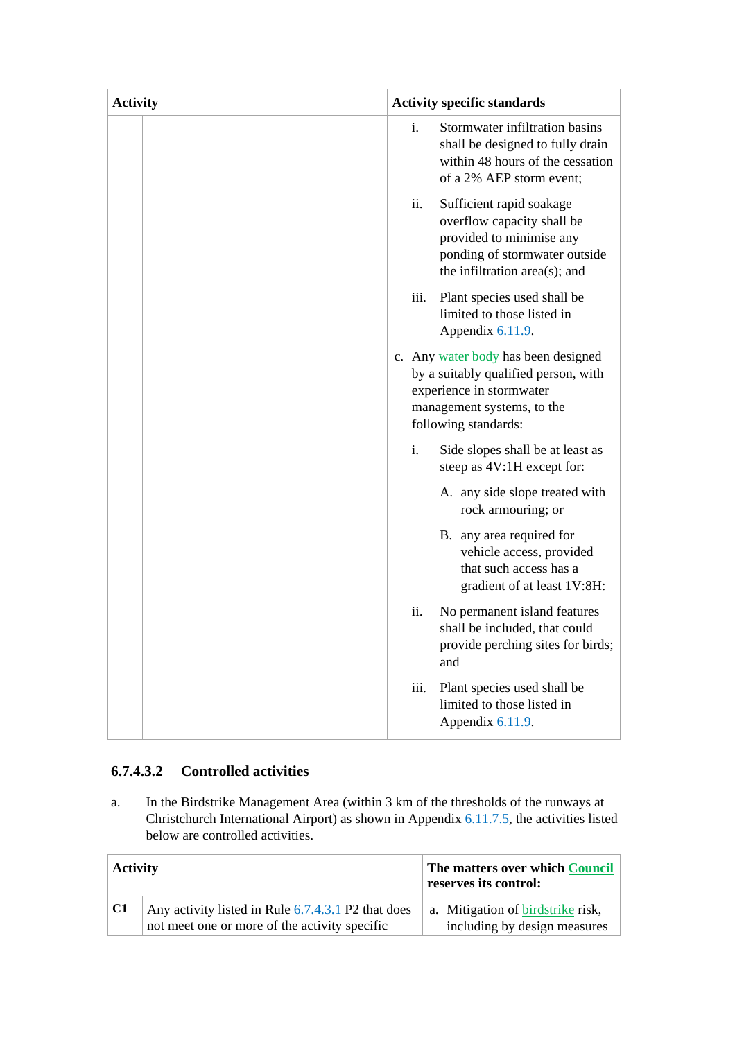| Activity | | Activity specific standards |
|---|---|---|
| | | i. Stormwater infiltration basins shall be designed to fully drain within 48 hours of the cessation of a 2% AEP storm event;<br><br>ii. Sufficient rapid soakage overflow capacity shall be provided to minimise any ponding of stormwater outside the infiltration area(s); and<br><br>iii. Plant species used shall be limited to those listed in Appendix 6.11.9.<br><br>c. Any water body has been designed by a suitably qualified person, with experience in stormwater management systems, to the following standards:<br><br>i. Side slopes shall be at least as steep as 4V:1H except for:<br><br>A. any side slope treated with rock armouring; or<br><br>B. any area required for vehicle access, provided that such access has a gradient of at least 1V:8H:<br><br>ii. No permanent island features shall be included, that could provide perching sites for birds; and<br><br>iii. Plant species used shall be limited to those listed in Appendix 6.11.9. |

### 6.7.4.3.2 Controlled activities

a. In the Birdstrike Management Area (within 3 km of the thresholds of the runways at Christchurch International Airport) as shown in Appendix 6.11.7.5, the activities listed below are controlled activities.

| Activity | | The matters over which Council reserves its control: |
|---|---|---|
| C1 | Any activity listed in Rule 6.7.4.3.1 P2 that does not meet one or more of the activity specific | a. Mitigation of birdstrike risk, including by design measures |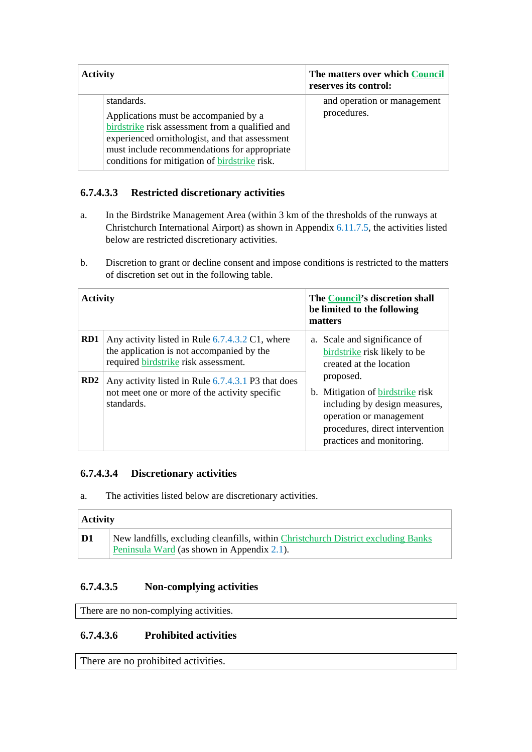| Activity | | The matters over which Council reserves its control: |
|---|---|---|
| | standards.<br><br>Applications must be accompanied by a birdstrike risk assessment from a qualified and experienced ornithologist, and that assessment must include recommendations for appropriate conditions for mitigation of birdstrike risk. | and operation or management procedures. |

### 6.7.4.3.3 Restricted discretionary activities

a. In the Birdstrike Management Area (within 3 km of the thresholds of the runways at Christchurch International Airport) as shown in Appendix 6.11.7.5, the activities listed below are restricted discretionary activities.

b. Discretion to grant or decline consent and impose conditions is restricted to the matters of discretion set out in the following table.

| Activity | | The Council's discretion shall be limited to the following matters |
|---|---|---|
| **RD1** | Any activity listed in Rule 6.7.4.3.2 C1, where the application is not accompanied by the required birdstrike risk assessment. | a. Scale and significance of birdstrike risk likely to be created at the location proposed.<br>b. Mitigation of birdstrike risk including by design measures, operation or management procedures, direct intervention practices and monitoring. |
| **RD2** | Any activity listed in Rule 6.7.4.3.1 P3 that does not meet one or more of the activity specific standards. | |

### 6.7.4.3.4 Discretionary activities

a. The activities listed below are discretionary activities.

| Activity | |
|---|---|
| **D1** | New landfills, excluding cleanfills, within Christchurch District excluding Banks Peninsula Ward (as shown in Appendix 2.1). |

### 6.7.4.3.5 Non-complying activities

There are no non-complying activities.

### 6.7.4.3.6 Prohibited activities

There are no prohibited activities.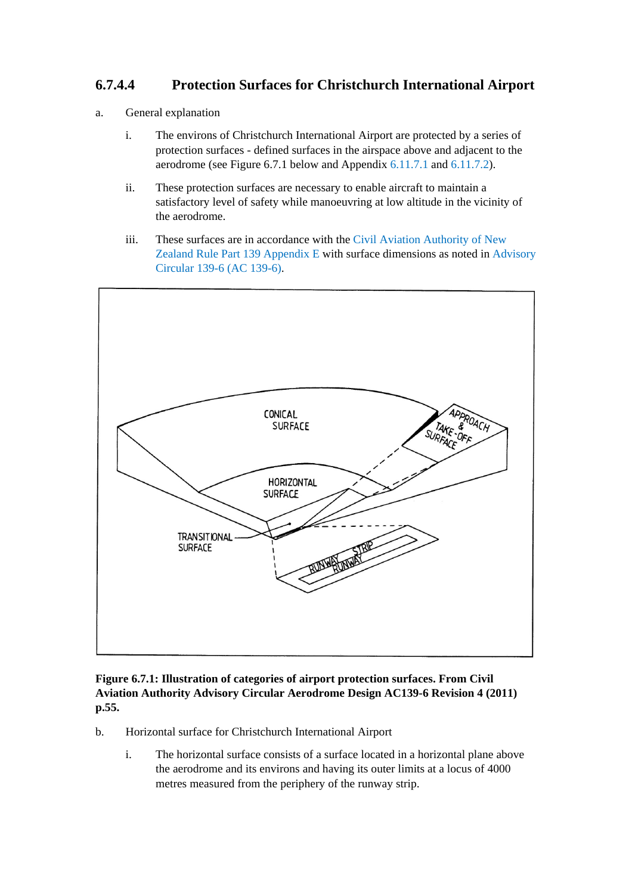### 6.7.4.4 Protection Surfaces for Christchurch International Airport

a. General explanation

   i. The environs of Christchurch International Airport are protected by a series of protection surfaces - defined surfaces in the airspace above and adjacent to the aerodrome (see Figure 6.7.1 below and Appendix 6.11.7.1 and 6.11.7.2).

   ii. These protection surfaces are necessary to enable aircraft to maintain a satisfactory level of safety while manoeuvring at low altitude in the vicinity of the aerodrome.

   iii. These surfaces are in accordance with the Civil Aviation Authority of New Zealand Rule Part 139 Appendix E with surface dimensions as noted in Advisory Circular 139-6 (AC 139-6).

**Figure 6.7.1: Illustration of categories of airport protection surfaces. From Civil Aviation Authority Advisory Circular Aerodrome Design AC139-6 Revision 4 (2011) p.55.**

b. Horizontal surface for Christchurch International Airport

   i. The horizontal surface consists of a surface located in a horizontal plane above the aerodrome and its environs and having its outer limits at a locus of 4000 metres measured from the periphery of the runway strip.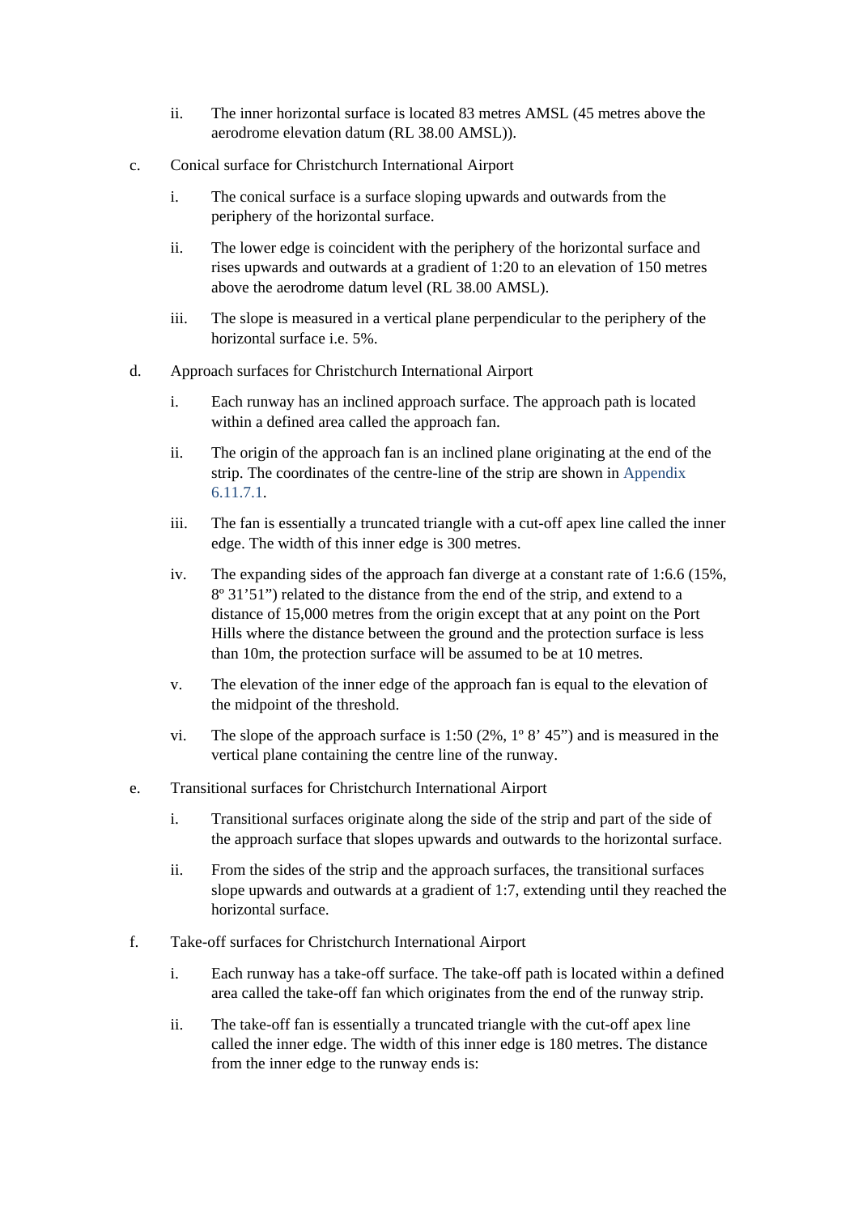ii. The inner horizontal surface is located 83 metres AMSL (45 metres above the aerodrome elevation datum (RL 38.00 AMSL)).

c. Conical surface for Christchurch International Airport

   i. The conical surface is a surface sloping upwards and outwards from the periphery of the horizontal surface.

   ii. The lower edge is coincident with the periphery of the horizontal surface and rises upwards and outwards at a gradient of 1:20 to an elevation of 150 metres above the aerodrome datum level (RL 38.00 AMSL).

   iii. The slope is measured in a vertical plane perpendicular to the periphery of the horizontal surface i.e. 5%.

d. Approach surfaces for Christchurch International Airport

   i. Each runway has an inclined approach surface. The approach path is located within a defined area called the approach fan.

   ii. The origin of the approach fan is an inclined plane originating at the end of the strip. The coordinates of the centre-line of the strip are shown in Appendix 6.11.7.1.

   iii. The fan is essentially a truncated triangle with a cut-off apex line called the inner edge. The width of this inner edge is 300 metres.

   iv. The expanding sides of the approach fan diverge at a constant rate of 1:6.6 (15%, 8º 31’51”) related to the distance from the end of the strip, and extend to a distance of 15,000 metres from the origin except that at any point on the Port Hills where the distance between the ground and the protection surface is less than 10m, the protection surface will be assumed to be at 10 metres.

   v. The elevation of the inner edge of the approach fan is equal to the elevation of the midpoint of the threshold.

   vi. The slope of the approach surface is 1:50 (2%, 1º 8’ 45”) and is measured in the vertical plane containing the centre line of the runway.

e. Transitional surfaces for Christchurch International Airport

   i. Transitional surfaces originate along the side of the strip and part of the side of the approach surface that slopes upwards and outwards to the horizontal surface.

   ii. From the sides of the strip and the approach surfaces, the transitional surfaces slope upwards and outwards at a gradient of 1:7, extending until they reached the horizontal surface.

f. Take-off surfaces for Christchurch International Airport

   i. Each runway has a take-off surface. The take-off path is located within a defined area called the take-off fan which originates from the end of the runway strip.

   ii. The take-off fan is essentially a truncated triangle with the cut-off apex line called the inner edge. The width of this inner edge is 180 metres. The distance from the inner edge to the runway ends is: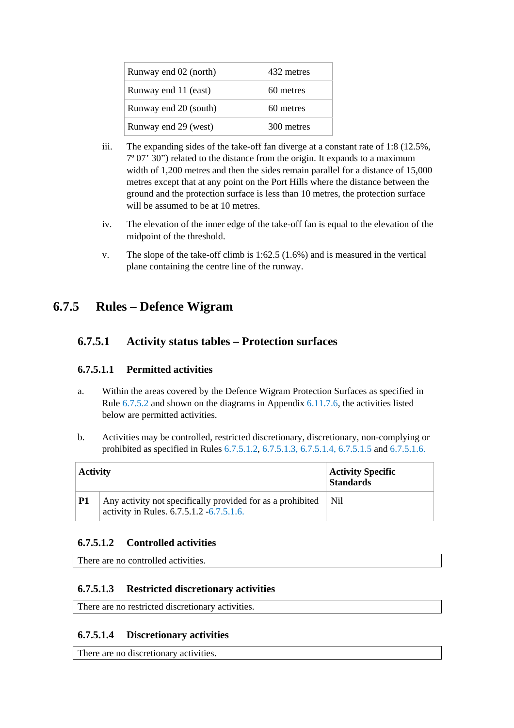| Runway end 02 (north) | 432 metres |
|---|---|
| Runway end 11 (east) | 60 metres |
| Runway end 20 (south) | 60 metres |
| Runway end 29 (west) | 300 metres |

iii. The expanding sides of the take-off fan diverge at a constant rate of 1:8 (12.5%, 7º 07' 30") related to the distance from the origin. It expands to a maximum width of 1,200 metres and then the sides remain parallel for a distance of 15,000 metres except that at any point on the Port Hills where the distance between the ground and the protection surface is less than 10 metres, the protection surface will be assumed to be at 10 metres.

iv. The elevation of the inner edge of the take-off fan is equal to the elevation of the midpoint of the threshold.

v. The slope of the take-off climb is 1:62.5 (1.6%) and is measured in the vertical plane containing the centre line of the runway.

## 6.7.5 Rules – Defence Wigram

### 6.7.5.1 Activity status tables – Protection surfaces

#### 6.7.5.1.1 Permitted activities

a. Within the areas covered by the Defence Wigram Protection Surfaces as specified in Rule 6.7.5.2 and shown on the diagrams in Appendix 6.11.7.6, the activities listed below are permitted activities.

b. Activities may be controlled, restricted discretionary, discretionary, non-complying or prohibited as specified in Rules 6.7.5.1.2, 6.7.5.1.3, 6.7.5.1.4, 6.7.5.1.5 and 6.7.5.1.6.

| Activity | | Activity Specific Standards |
|---|---|---|
| **P1** | Any activity not specifically provided for as a prohibited activity in Rules. 6.7.5.1.2 -6.7.5.1.6. | Nil |

#### 6.7.5.1.2 Controlled activities

| There are no controlled activities. |
|---|

#### 6.7.5.1.3 Restricted discretionary activities

| There are no restricted discretionary activities. |
|---|

#### 6.7.5.1.4 Discretionary activities

| There are no discretionary activities. |
|---|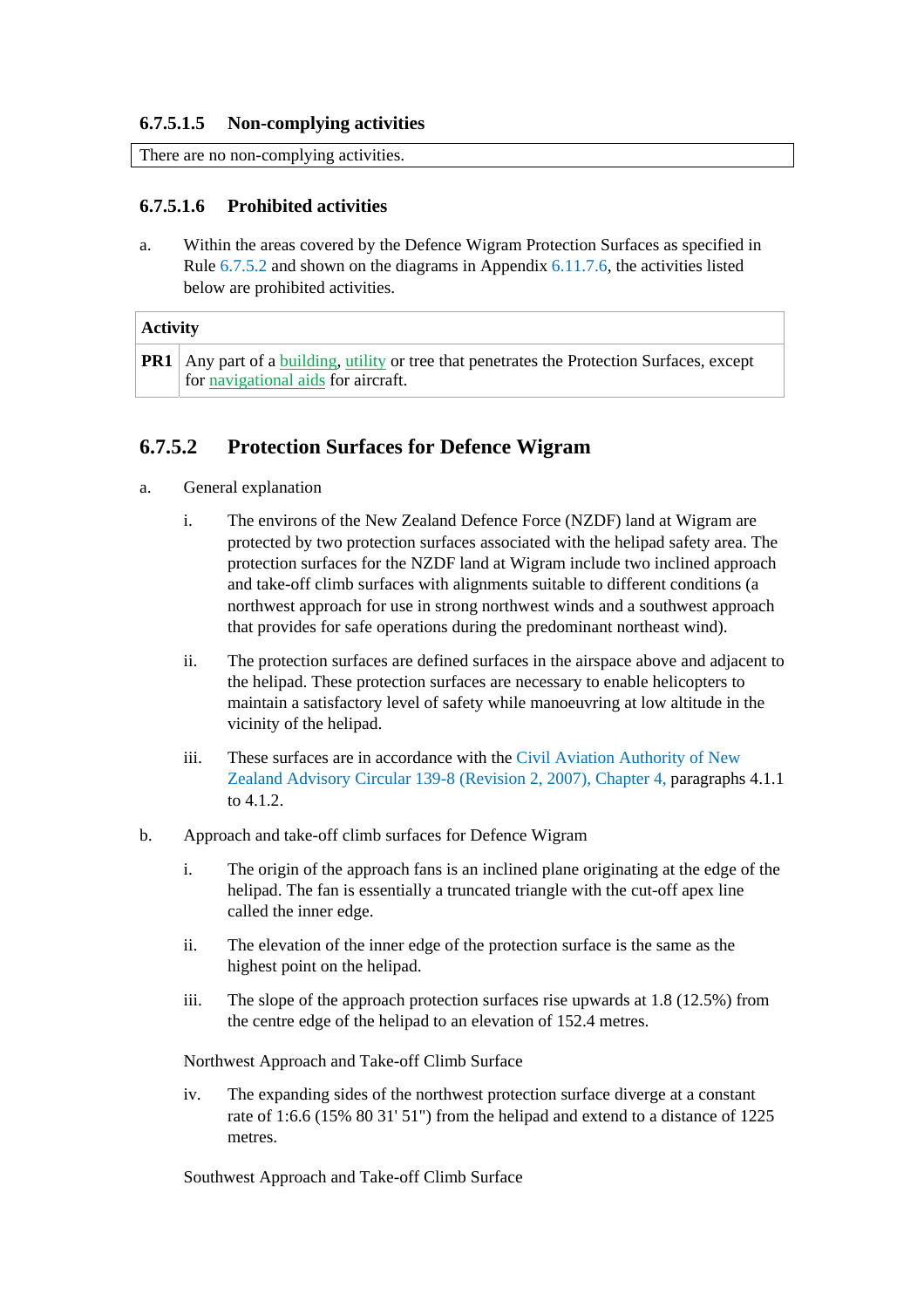#### 6.7.5.1.5 Non-complying activities

| There are no non-complying activities. |
|---|

#### 6.7.5.1.6 Prohibited activities

a. Within the areas covered by the Defence Wigram Protection Surfaces as specified in Rule 6.7.5.2 and shown on the diagrams in Appendix 6.11.7.6, the activities listed below are prohibited activities.

| Activity | |
|---|---|
| **PR1** | Any part of a building, utility or tree that penetrates the Protection Surfaces, except for navigational aids for aircraft. |

### 6.7.5.2 Protection Surfaces for Defence Wigram

a. General explanation

   i. The environs of the New Zealand Defence Force (NZDF) land at Wigram are protected by two protection surfaces associated with the helipad safety area. The protection surfaces for the NZDF land at Wigram include two inclined approach and take-off climb surfaces with alignments suitable to different conditions (a northwest approach for use in strong northwest winds and a southwest approach that provides for safe operations during the predominant northeast wind).

   ii. The protection surfaces are defined surfaces in the airspace above and adjacent to the helipad. These protection surfaces are necessary to enable helicopters to maintain a satisfactory level of safety while manoeuvring at low altitude in the vicinity of the helipad.

   iii. These surfaces are in accordance with the Civil Aviation Authority of New Zealand Advisory Circular 139-8 (Revision 2, 2007), Chapter 4, paragraphs 4.1.1 to 4.1.2.

b. Approach and take-off climb surfaces for Defence Wigram

   i. The origin of the approach fans is an inclined plane originating at the edge of the helipad. The fan is essentially a truncated triangle with the cut-off apex line called the inner edge.

   ii. The elevation of the inner edge of the protection surface is the same as the highest point on the helipad.

   iii. The slope of the approach protection surfaces rise upwards at 1.8 (12.5%) from the centre edge of the helipad to an elevation of 152.4 metres.

   Northwest Approach and Take-off Climb Surface

   iv. The expanding sides of the northwest protection surface diverge at a constant rate of 1:6.6 (15% 80 31' 51") from the helipad and extend to a distance of 1225 metres.

   Southwest Approach and Take-off Climb Surface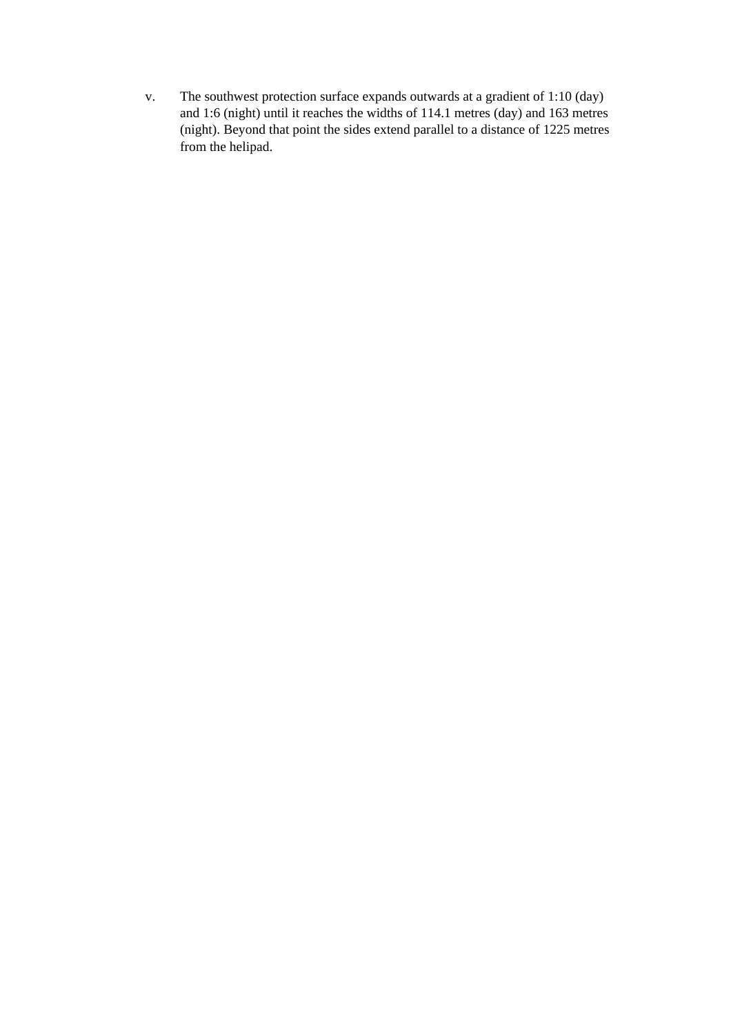v. The southwest protection surface expands outwards at a gradient of 1:10 (day) and 1:6 (night) until it reaches the widths of 114.1 metres (day) and 163 metres (night). Beyond that point the sides extend parallel to a distance of 1225 metres from the helipad.